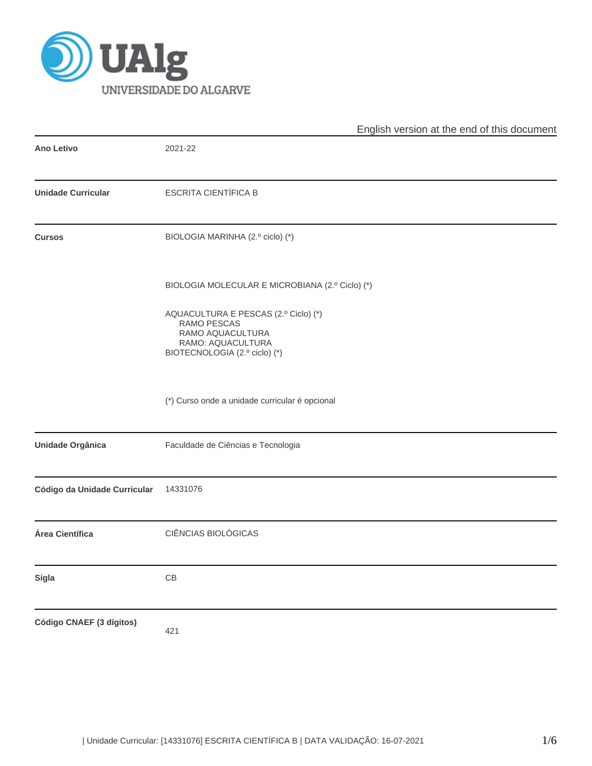English version at the end of this document

| | |
|---|---|
| **Ano Letivo** | 2021-22 |
| **Unidade Curricular** | ESCRITA CIENTÍFICA B |
| **Cursos** | BIOLOGIA MARINHA (2.º ciclo) (*)<br><br>BIOLOGIA MOLECULAR E MICROBIANA (2.º Ciclo) (*)<br><br>AQUACULTURA E PESCAS (2.º Ciclo) (*)<br>RAMO PESCAS<br>RAMO AQUACULTURA<br>RAMO: AQUACULTURA<br>BIOTECNOLOGIA (2.º ciclo) (*)<br><br>(*) Curso onde a unidade curricular é opcional |
| **Unidade Orgânica** | Faculdade de Ciências e Tecnologia |
| **Código da Unidade Curricular** | 14331076 |
| **Área Científica** | CIÊNCIAS BIOLÓGICAS |
| **Sigla** | CB |
| **Código CNAEF (3 dígitos)** | 421 |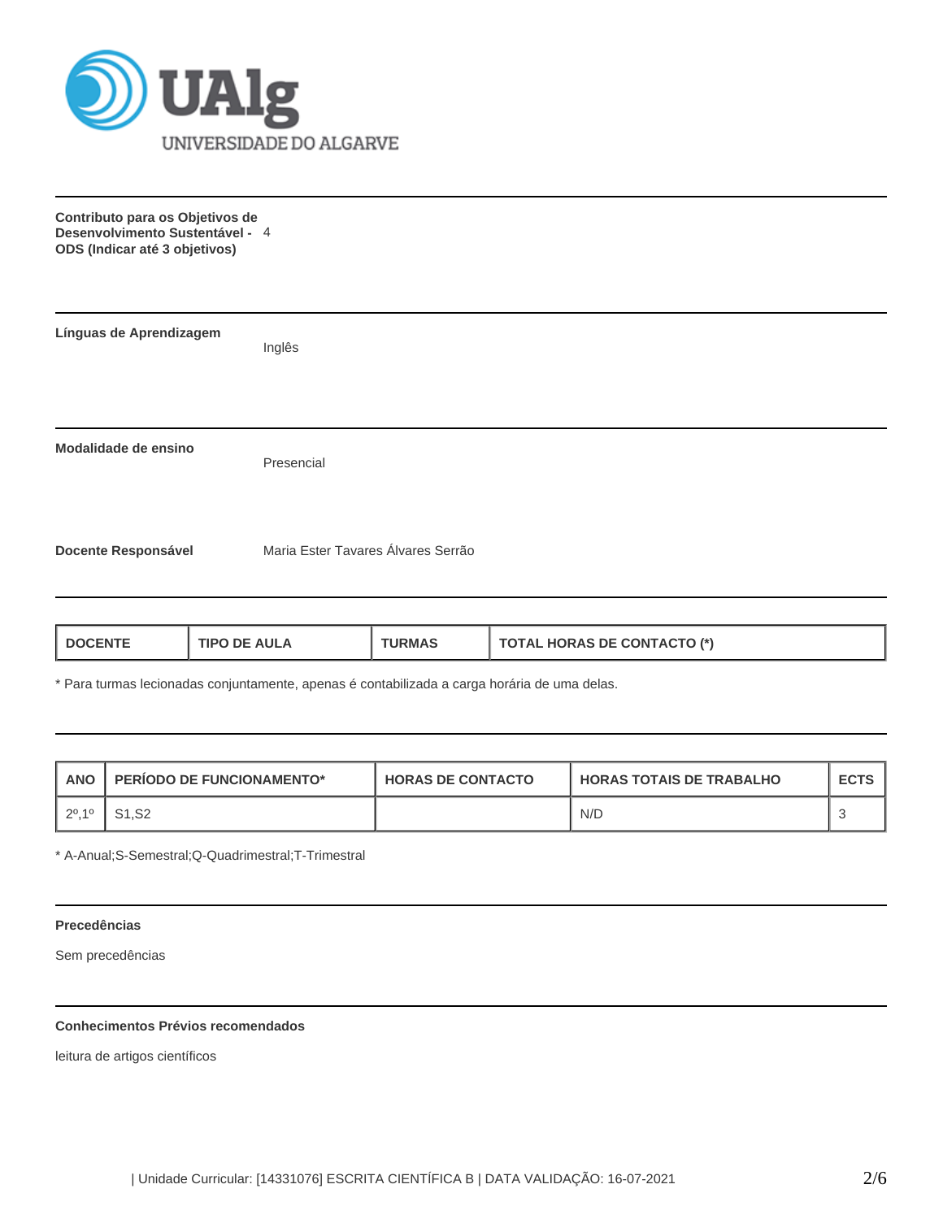**Contributo para os Objetivos de Desenvolvimento Sustentável - ODS (Indicar até 3 objetivos)** 4

---

**Línguas de Aprendizagem**

Inglês

---

**Modalidade de ensino**

Presencial

**Docente Responsável**

Maria Ester Tavares Álvares Serrão

---

| DOCENTE | TIPO DE AULA | TURMAS | TOTAL HORAS DE CONTACTO (*) |
|---|---|---|---|

\* Para turmas lecionadas conjuntamente, apenas é contabilizada a carga horária de uma delas.

---

| ANO | PERÍODO DE FUNCIONAMENTO* | HORAS DE CONTACTO | HORAS TOTAIS DE TRABALHO | ECTS |
|---|---|---|---|---|
| 2º,1º | S1,S2 | | N/D | 3 |

\* A-Anual;S-Semestral;Q-Quadrimestral;T-Trimestral

---

**Precedências**

Sem precedências

---

**Conhecimentos Prévios recomendados**

leitura de artigos científicos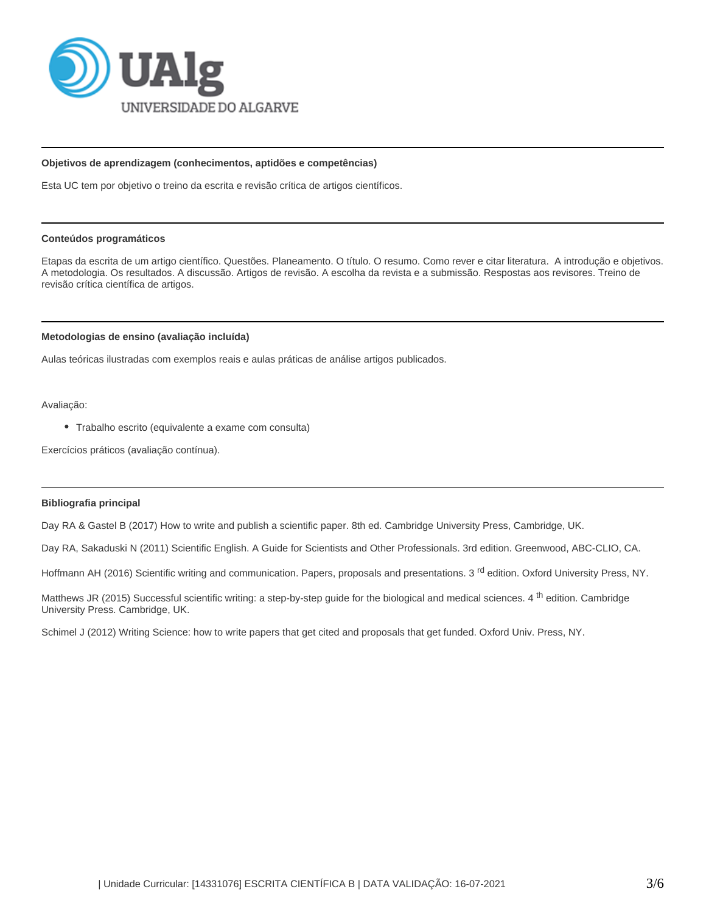### Objetivos de aprendizagem (conhecimentos, aptidões e competências)

Esta UC tem por objetivo o treino da escrita e revisão crítica de artigos científicos.

### Conteúdos programáticos

Etapas da escrita de um artigo científico. Questões. Planeamento. O título. O resumo. Como rever e citar literatura. A introdução e objetivos. A metodologia. Os resultados. A discussão. Artigos de revisão. A escolha da revista e a submissão. Respostas aos revisores. Treino de revisão crítica científica de artigos.

### Metodologias de ensino (avaliação incluída)

Aulas teóricas ilustradas com exemplos reais e aulas práticas de análise artigos publicados.

Avaliação:

- Trabalho escrito (equivalente a exame com consulta)

Exercícios práticos (avaliação contínua).

### Bibliografia principal

Day RA & Gastel B (2017) How to write and publish a scientific paper. 8th ed. Cambridge University Press, Cambridge, UK.

Day RA, Sakaduski N (2011) Scientific English. A Guide for Scientists and Other Professionals. 3rd edition. Greenwood, ABC-CLIO, CA.

Hoffmann AH (2016) Scientific writing and communication. Papers, proposals and presentations. 3rd edition. Oxford University Press, NY.

Matthews JR (2015) Successful scientific writing: a step-by-step guide for the biological and medical sciences. 4th edition. Cambridge University Press. Cambridge, UK.

Schimel J (2012) Writing Science: how to write papers that get cited and proposals that get funded. Oxford Univ. Press, NY.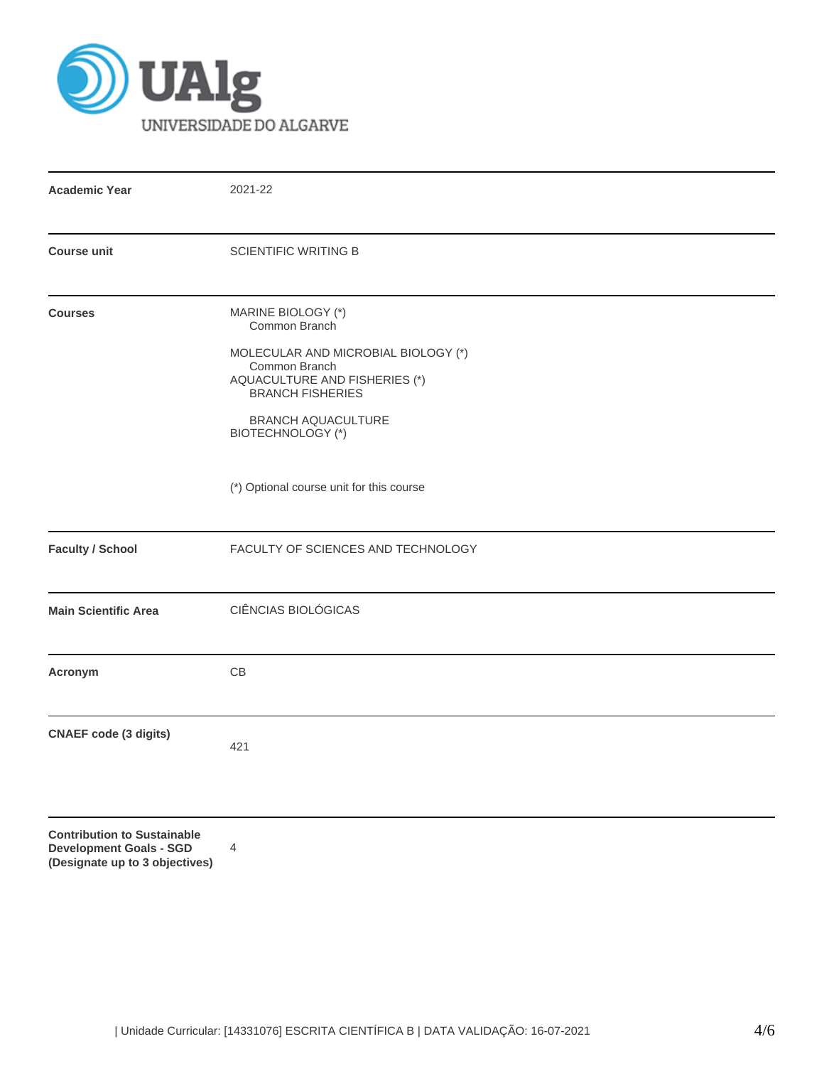UAlg
UNIVERSIDADE DO ALGARVE

| | |
|---|---|
| **Academic Year** | 2021-22 |
| **Course unit** | SCIENTIFIC WRITING B |
| **Courses** | MARINE BIOLOGY (*)<br>Common Branch<br><br>MOLECULAR AND MICROBIAL BIOLOGY (*)<br>Common Branch<br>AQUACULTURE AND FISHERIES (*)<br>BRANCH FISHERIES<br><br>BRANCH AQUACULTURE<br>BIOTECHNOLOGY (*)<br><br>(*) Optional course unit for this course |
| **Faculty / School** | FACULTY OF SCIENCES AND TECHNOLOGY |
| **Main Scientific Area** | CIÊNCIAS BIOLÓGICAS |
| **Acronym** | CB |
| **CNAEF code (3 digits)** | 421 |
| **Contribution to Sustainable Development Goals - SGD (Designate up to 3 objectives)** | 4 |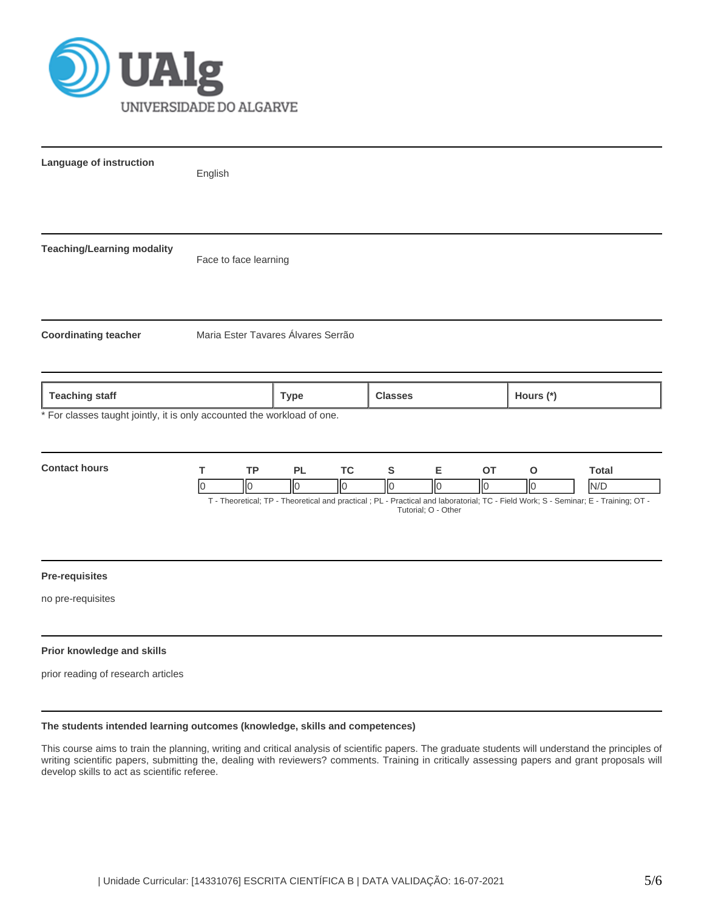**Language of instruction**

English

**Teaching/Learning modality**

Face to face learning

**Coordinating teacher**

Maria Ester Tavares Álvares Serrão

| Teaching staff | Type | Classes | Hours (*) |
|---|---|---|---|

* For classes taught jointly, it is only accounted the workload of one.

**Contact hours**

| T | TP | PL | TC | S | E | OT | O | Total |
|---|---|---|---|---|---|---|---|---|
| 0 | 0 | 0 | 0 | 0 | 0 | 0 | 0 | N/D |

T - Theoretical; TP - Theoretical and practical ; PL - Practical and laboratorial; TC - Field Work; S - Seminar; E - Training; OT - Tutorial; O - Other

**Pre-requisites**

no pre-requisites

**Prior knowledge and skills**

prior reading of research articles

**The students intended learning outcomes (knowledge, skills and competences)**

This course aims to train the planning, writing and critical analysis of scientific papers. The graduate students will understand the principles of writing scientific papers, submitting the, dealing with reviewers? comments. Training in critically assessing papers and grant proposals will develop skills to act as scientific referee.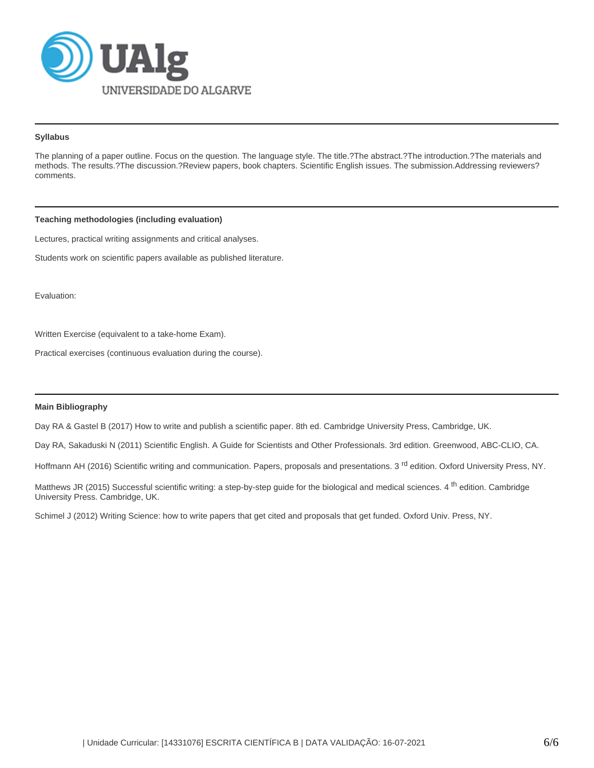## Syllabus

The planning of a paper outline. Focus on the question. The language style. The title.?The abstract.?The introduction.?The materials and methods. The results.?The discussion.?Review papers, book chapters. Scientific English issues. The submission.Addressing reviewers? comments.

## Teaching methodologies (including evaluation)

Lectures, practical writing assignments and critical analyses.

Students work on scientific papers available as published literature.

Evaluation:

Written Exercise (equivalent to a take-home Exam).

Practical exercises (continuous evaluation during the course).

## Main Bibliography

Day RA & Gastel B (2017) How to write and publish a scientific paper. 8th ed. Cambridge University Press, Cambridge, UK.

Day RA, Sakaduski N (2011) Scientific English. A Guide for Scientists and Other Professionals. 3rd edition. Greenwood, ABC-CLIO, CA.

Hoffmann AH (2016) Scientific writing and communication. Papers, proposals and presentations. 3 rd edition. Oxford University Press, NY.

Matthews JR (2015) Successful scientific writing: a step-by-step guide for the biological and medical sciences. 4 th edition. Cambridge University Press. Cambridge, UK.

Schimel J (2012) Writing Science: how to write papers that get cited and proposals that get funded. Oxford Univ. Press, NY.